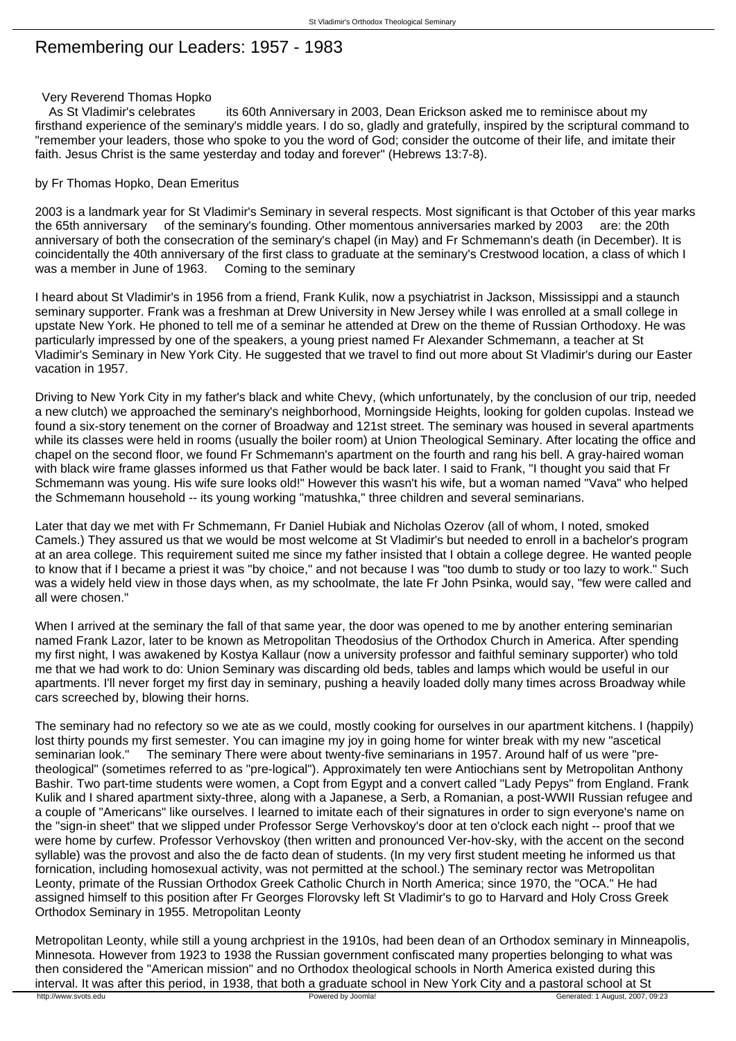# Remembering our Leaders: 1957 - 1983

Very Reverend Thomas Hopko

As St Vladimir's celebrates its 60th Anniversary in 2003, Dean Erickson asked me to reminisce about my firsthand experience of the seminary's middle years. I do so, gladly and gratefully, inspired by the scriptural command to "remember your leaders, those who spoke to you the word of God; consider the outcome of their life, and imitate their faith. Jesus Christ is the same yesterday and today and forever" (Hebrews 13:7-8).

by Fr Thomas Hopko, Dean Emeritus

2003 is a landmark year for St Vladimir's Seminary in several respects. Most significant is that October of this year marks the 65th anniversary of the seminary's founding. Other momentous anniversaries marked by 2003 are: the 20th anniversary of both the consecration of the seminary's chapel (in May) and Fr Schmemann's death (in December). It is coincidentally the 40th anniversary of the first class to graduate at the seminary's Crestwood location, a class of which I was a member in June of 1963.

## Coming to the seminary

I heard about St Vladimir's in 1956 from a friend, Frank Kulik, now a psychiatrist in Jackson, Mississippi and a staunch seminary supporter. Frank was a freshman at Drew University in New Jersey while I was enrolled at a small college in upstate New York. He phoned to tell me of a seminar he attended at Drew on the theme of Russian Orthodoxy. He was particularly impressed by one of the speakers, a young priest named Fr Alexander Schmemann, a teacher at St Vladimir's Seminary in New York City. He suggested that we travel to find out more about St Vladimir's during our Easter vacation in 1957.

Driving to New York City in my father's black and white Chevy, (which unfortunately, by the conclusion of our trip, needed a new clutch) we approached the seminary's neighborhood, Morningside Heights, looking for golden cupolas. Instead we found a six-story tenement on the corner of Broadway and 121st street. The seminary was housed in several apartments while its classes were held in rooms (usually the boiler room) at Union Theological Seminary. After locating the office and chapel on the second floor, we found Fr Schmemann's apartment on the fourth and rang his bell. A gray-haired woman with black wire frame glasses informed us that Father would be back later. I said to Frank, "I thought you said that Fr Schmemann was young. His wife sure looks old!" However this wasn't his wife, but a woman named "Vava" who helped the Schmemann household -- its young working "matushka," three children and several seminarians.

Later that day we met with Fr Schmemann, Fr Daniel Hubiak and Nicholas Ozerov (all of whom, I noted, smoked Camels.) They assured us that we would be most welcome at St Vladimir's but needed to enroll in a bachelor's program at an area college. This requirement suited me since my father insisted that I obtain a college degree. He wanted people to know that if I became a priest it was "by choice," and not because I was "too dumb to study or too lazy to work." Such was a widely held view in those days when, as my schoolmate, the late Fr John Psinka, would say, "few were called and all were chosen."

When I arrived at the seminary the fall of that same year, the door was opened to me by another entering seminarian named Frank Lazor, later to be known as Metropolitan Theodosius of the Orthodox Church in America. After spending my first night, I was awakened by Kostya Kallaur (now a university professor and faithful seminary supporter) who told me that we had work to do: Union Seminary was discarding old beds, tables and lamps which would be useful in our apartments. I'll never forget my first day in seminary, pushing a heavily loaded dolly many times across Broadway while cars screeched by, blowing their horns.

The seminary had no refectory so we ate as we could, mostly cooking for ourselves in our apartment kitchens. I (happily) lost thirty pounds my first semester. You can imagine my joy in going home for winter break with my new "ascetical seminarian look."

## The seminary

There were about twenty-five seminarians in 1957. Around half of us were "pre-theological" (sometimes referred to as "pre-logical"). Approximately ten were Antiochians sent by Metropolitan Anthony Bashir. Two part-time students were women, a Copt from Egypt and a convert called "Lady Pepys" from England. Frank Kulik and I shared apartment sixty-three, along with a Japanese, a Serb, a Romanian, a post-WWII Russian refugee and a couple of "Americans" like ourselves. I learned to imitate each of their signatures in order to sign everyone's name on the "sign-in sheet" that we slipped under Professor Serge Verhovskoy's door at ten o'clock each night -- proof that we were home by curfew. Professor Verhovskoy (then written and pronounced Ver-hov-sky, with the accent on the second syllable) was the provost and also the de facto dean of students. (In my very first student meeting he informed us that fornication, including homosexual activity, was not permitted at the school.) The seminary rector was Metropolitan Leonty, primate of the Russian Orthodox Greek Catholic Church in North America; since 1970, the "OCA." He had assigned himself to this position after Fr Georges Florovsky left St Vladimir's to go to Harvard and Holy Cross Greek Orthodox Seminary in 1955.

## Metropolitan Leonty

Metropolitan Leonty, while still a young archpriest in the 1910s, had been dean of an Orthodox seminary in Minneapolis, Minnesota. However from 1923 to 1938 the Russian government confiscated many properties belonging to what was then considered the "American mission" and no Orthodox theological schools in North America existed during this interval. It was after this period, in 1938, that both a graduate school in New York City and a pastoral school at St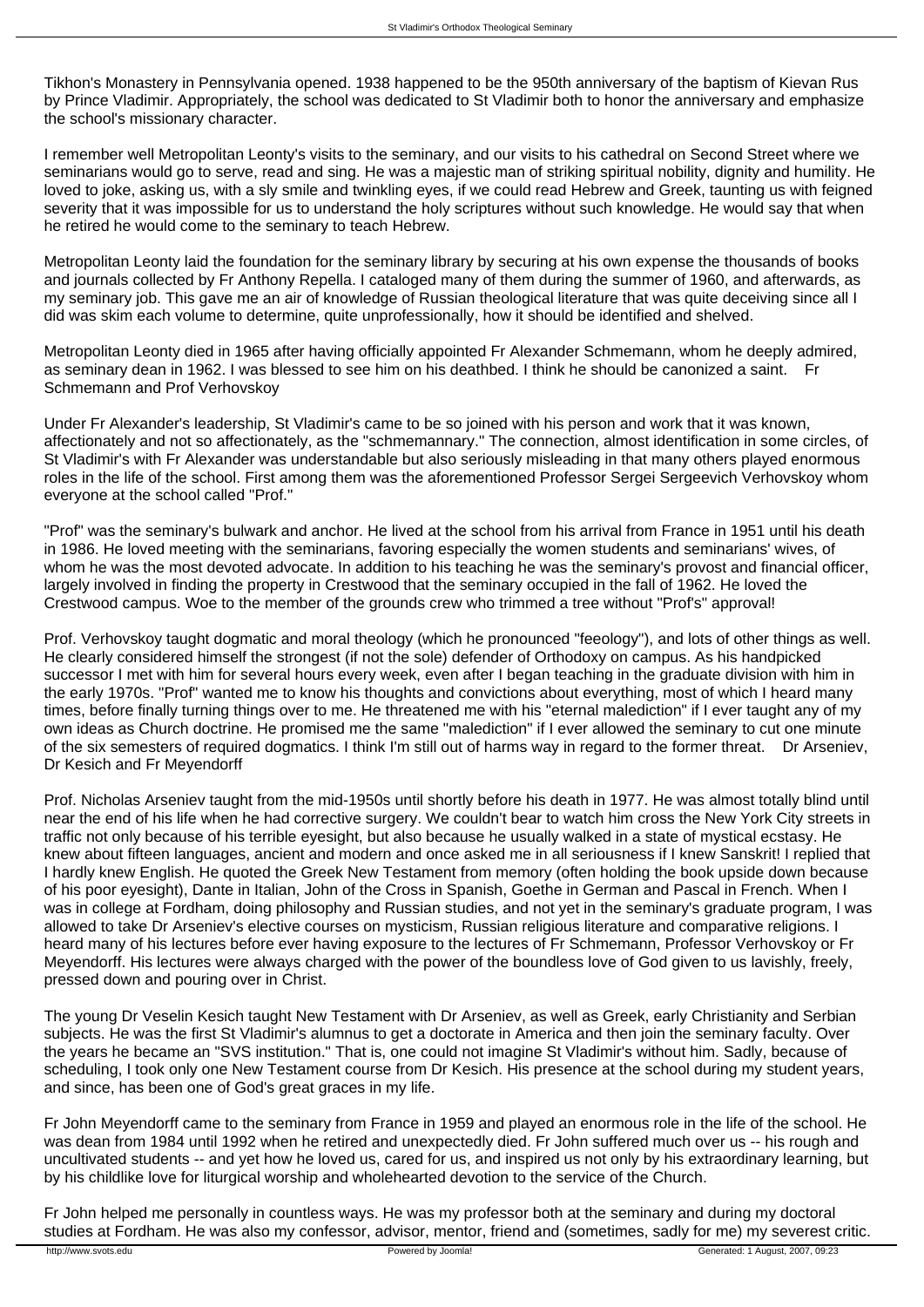Tikhon's Monastery in Pennsylvania opened. 1938 happened to be the 950th anniversary of the baptism of Kievan Rus by Prince Vladimir. Appropriately, the school was dedicated to St Vladimir both to honor the anniversary and emphasize the school's missionary character.

I remember well Metropolitan Leonty's visits to the seminary, and our visits to his cathedral on Second Street where we seminarians would go to serve, read and sing. He was a majestic man of striking spiritual nobility, dignity and humility. He loved to joke, asking us, with a sly smile and twinkling eyes, if we could read Hebrew and Greek, taunting us with feigned severity that it was impossible for us to understand the holy scriptures without such knowledge. He would say that when he retired he would come to the seminary to teach Hebrew.

Metropolitan Leonty laid the foundation for the seminary library by securing at his own expense the thousands of books and journals collected by Fr Anthony Repella. I cataloged many of them during the summer of 1960, and afterwards, as my seminary job. This gave me an air of knowledge of Russian theological literature that was quite deceiving since all I did was skim each volume to determine, quite unprofessionally, how it should be identified and shelved.

Metropolitan Leonty died in 1965 after having officially appointed Fr Alexander Schmemann, whom he deeply admired, as seminary dean in 1962. I was blessed to see him on his deathbed. I think he should be canonized a saint.

## Fr Schmemann and Prof Verhovskoy

Under Fr Alexander's leadership, St Vladimir's came to be so joined with his person and work that it was known, affectionately and not so affectionately, as the "schmemannary." The connection, almost identification in some circles, of St Vladimir's with Fr Alexander was understandable but also seriously misleading in that many others played enormous roles in the life of the school. First among them was the aforementioned Professor Sergei Sergeevich Verhovskoy whom everyone at the school called "Prof."

"Prof" was the seminary's bulwark and anchor. He lived at the school from his arrival from France in 1951 until his death in 1986. He loved meeting with the seminarians, favoring especially the women students and seminarians' wives, of whom he was the most devoted advocate. In addition to his teaching he was the seminary's provost and financial officer, largely involved in finding the property in Crestwood that the seminary occupied in the fall of 1962. He loved the Crestwood campus. Woe to the member of the grounds crew who trimmed a tree without "Prof's" approval!

Prof. Verhovskoy taught dogmatic and moral theology (which he pronounced "feeology"), and lots of other things as well. He clearly considered himself the strongest (if not the sole) defender of Orthodoxy on campus. As his handpicked successor I met with him for several hours every week, even after I began teaching in the graduate division with him in the early 1970s. "Prof" wanted me to know his thoughts and convictions about everything, most of which I heard many times, before finally turning things over to me. He threatened me with his "eternal malediction" if I ever taught any of my own ideas as Church doctrine. He promised me the same "malediction" if I ever allowed the seminary to cut one minute of the six semesters of required dogmatics. I think I'm still out of harms way in regard to the former threat.

## Dr Arseniev, Dr Kesich and Fr Meyendorff

Prof. Nicholas Arseniev taught from the mid-1950s until shortly before his death in 1977. He was almost totally blind until near the end of his life when he had corrective surgery. We couldn't bear to watch him cross the New York City streets in traffic not only because of his terrible eyesight, but also because he usually walked in a state of mystical ecstasy. He knew about fifteen languages, ancient and modern and once asked me in all seriousness if I knew Sanskrit! I replied that I hardly knew English. He quoted the Greek New Testament from memory (often holding the book upside down because of his poor eyesight), Dante in Italian, John of the Cross in Spanish, Goethe in German and Pascal in French. When I was in college at Fordham, doing philosophy and Russian studies, and not yet in the seminary's graduate program, I was allowed to take Dr Arseniev's elective courses on mysticism, Russian religious literature and comparative religions. I heard many of his lectures before ever having exposure to the lectures of Fr Schmemann, Professor Verhovskoy or Fr Meyendorff. His lectures were always charged with the power of the boundless love of God given to us lavishly, freely, pressed down and pouring over in Christ.

The young Dr Veselin Kesich taught New Testament with Dr Arseniev, as well as Greek, early Christianity and Serbian subjects. He was the first St Vladimir's alumnus to get a doctorate in America and then join the seminary faculty. Over the years he became an "SVS institution." That is, one could not imagine St Vladimir's without him. Sadly, because of scheduling, I took only one New Testament course from Dr Kesich. His presence at the school during my student years, and since, has been one of God's great graces in my life.

Fr John Meyendorff came to the seminary from France in 1959 and played an enormous role in the life of the school. He was dean from 1984 until 1992 when he retired and unexpectedly died. Fr John suffered much over us -- his rough and uncultivated students -- and yet how he loved us, cared for us, and inspired us not only by his extraordinary learning, but by his childlike love for liturgical worship and wholehearted devotion to the service of the Church.

Fr John helped me personally in countless ways. He was my professor both at the seminary and during my doctoral studies at Fordham. He was also my confessor, advisor, mentor, friend and (sometimes, sadly for me) my severest critic.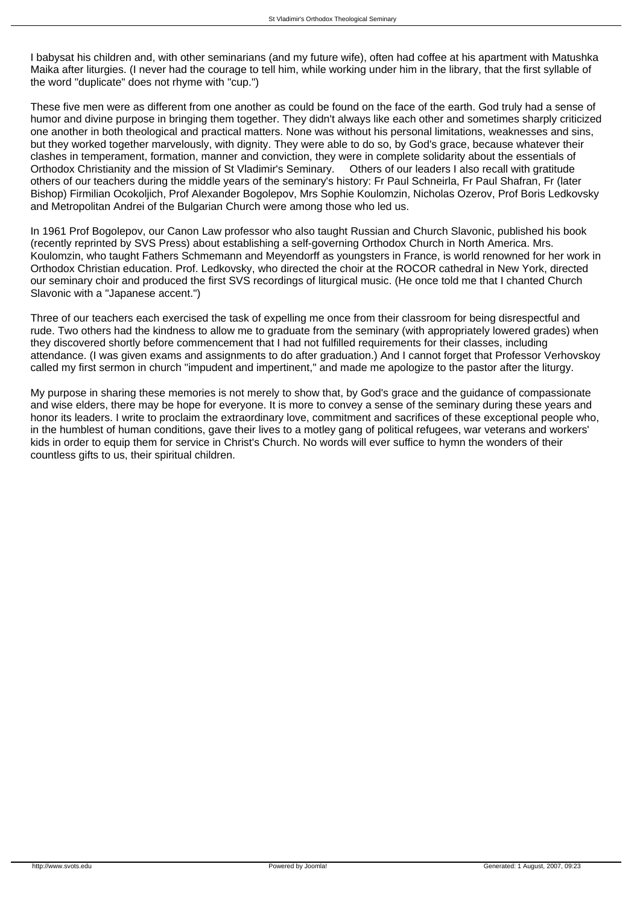I babysat his children and, with other seminarians (and my future wife), often had coffee at his apartment with Matushka Maika after liturgies. (I never had the courage to tell him, while working under him in the library, that the first syllable of the word "duplicate" does not rhyme with "cup.")

These five men were as different from one another as could be found on the face of the earth. God truly had a sense of humor and divine purpose in bringing them together. They didn't always like each other and sometimes sharply criticized one another in both theological and practical matters. None was without his personal limitations, weaknesses and sins, but they worked together marvelously, with dignity. They were able to do so, by God's grace, because whatever their clashes in temperament, formation, manner and conviction, they were in complete solidarity about the essentials of Orthodox Christianity and the mission of St Vladimir's Seminary.     Others of our leaders I also recall with gratitude others of our teachers during the middle years of the seminary's history: Fr Paul Schneirla, Fr Paul Shafran, Fr (later Bishop) Firmilian Ocokoljich, Prof Alexander Bogolepov, Mrs Sophie Koulomzin, Nicholas Ozerov, Prof Boris Ledkovsky and Metropolitan Andrei of the Bulgarian Church were among those who led us.

In 1961 Prof Bogolepov, our Canon Law professor who also taught Russian and Church Slavonic, published his book (recently reprinted by SVS Press) about establishing a self-governing Orthodox Church in North America. Mrs. Koulomzin, who taught Fathers Schmemann and Meyendorff as youngsters in France, is world renowned for her work in Orthodox Christian education. Prof. Ledkovsky, who directed the choir at the ROCOR cathedral in New York, directed our seminary choir and produced the first SVS recordings of liturgical music. (He once told me that I chanted Church Slavonic with a "Japanese accent.")

Three of our teachers each exercised the task of expelling me once from their classroom for being disrespectful and rude. Two others had the kindness to allow me to graduate from the seminary (with appropriately lowered grades) when they discovered shortly before commencement that I had not fulfilled requirements for their classes, including attendance. (I was given exams and assignments to do after graduation.) And I cannot forget that Professor Verhovskoy called my first sermon in church "impudent and impertinent," and made me apologize to the pastor after the liturgy.

My purpose in sharing these memories is not merely to show that, by God's grace and the guidance of compassionate and wise elders, there may be hope for everyone. It is more to convey a sense of the seminary during these years and honor its leaders. I write to proclaim the extraordinary love, commitment and sacrifices of these exceptional people who, in the humblest of human conditions, gave their lives to a motley gang of political refugees, war veterans and workers' kids in order to equip them for service in Christ's Church. No words will ever suffice to hymn the wonders of their countless gifts to us, their spiritual children.